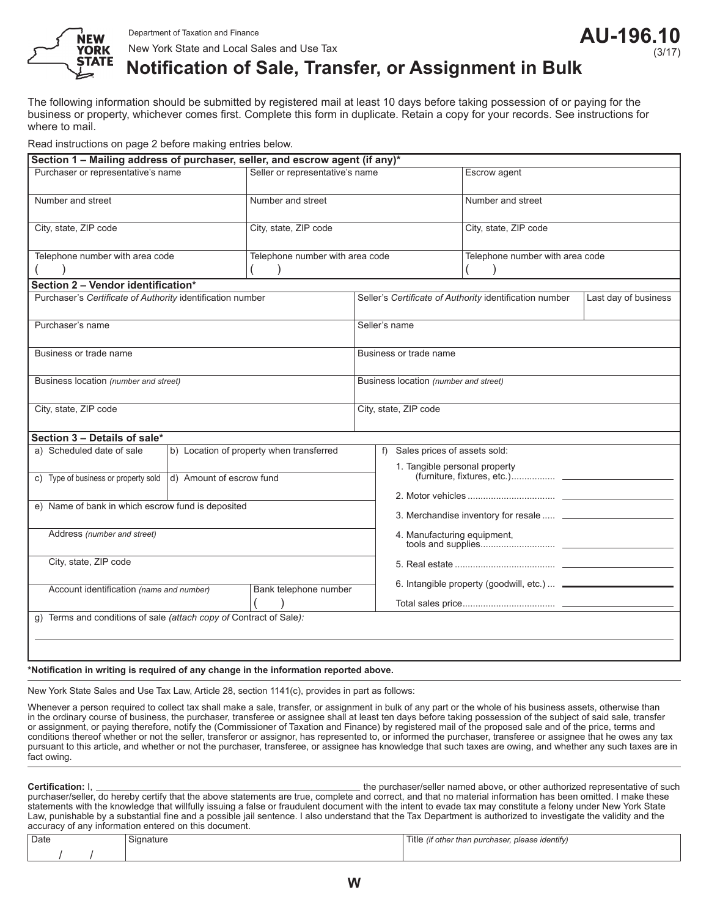Department of Taxation and Finance

New York State and Local Sales and Use Tax

# AU-196.10

(3/17)

## Notification of Sale, Transfer, or Assignment in Bulk

The following information should be submitted by registered mail at least 10 days before taking possession of or paying for the business or property, whichever comes first. Complete this form in duplicate. Retain a copy for your records. See instructions for where to mail.

Read instructions on page 2 before making entries below.

**Section 1 – Mailing address of purchaser, seller, and escrow agent (if any)***

| Purchaser or representative's name | Seller or representative's name | Escrow agent |
|---|---|---|
| Number and street | Number and street | Number and street |
| City, state, ZIP code | City, state, ZIP code | City, state, ZIP code |
| Telephone number with area code ( ) | Telephone number with area code ( ) | Telephone number with area code ( ) |

**Section 2 – Vendor identification***

| Purchaser's *Certificate of Authority* identification number | Seller's *Certificate of Authority* identification number | Last day of business |
|---|---|---|
| Purchaser's name | Seller's name | |
| Business or trade name | Business or trade name | |
| Business location *(number and street)* | Business location *(number and street)* | |
| City, state, ZIP code | City, state, ZIP code | |

**Section 3 – Details of sale***

| | | | f) Sales prices of assets sold: |
|---|---|---|---|
| a) Scheduled date of sale | b) Location of property when transferred | | 1. Tangible personal property (furniture, fixtures, etc.)................ |
| c) Type of business or property sold | d) Amount of escrow fund | | 2. Motor vehicles ................................. |
| e) Name of bank in which escrow fund is deposited | | | 3. Merchandise inventory for resale ..... |
| Address *(number and street)* | | | 4. Manufacturing equipment, tools and supplies............................ |
| City, state, ZIP code | | | 5. Real estate ...................................... |
| Account identification *(name and number)* | | Bank telephone number ( ) | 6. Intangible property (goodwill, etc.) ... |
| | | | Total sales price.................................... |

g) Terms and conditions of sale *(attach copy of* Contract of Sale*)*:

**\*Notification in writing is required of any change in the information reported above.**

New York State Sales and Use Tax Law, Article 28, section 1141(c), provides in part as follows:

Whenever a person required to collect tax shall make a sale, transfer, or assignment in bulk of any part or the whole of his business assets, otherwise than in the ordinary course of business, the purchaser, transferee or assignee shall at least ten days before taking possession of the subject of said sale, transfer or assignment, or paying therefore, notify the (Commissioner of Taxation and Finance) by registered mail of the proposed sale and of the price, terms and conditions thereof whether or not the seller, transferor or assignor, has represented to, or informed the purchaser, transferee or assignee that he owes any tax pursuant to this article, and whether or not the purchaser, transferee, or assignee has knowledge that such taxes are owing, and whether any such taxes are in fact owing.

**Certification:** I, ______________________________ the purchaser/seller named above, or other authorized representative of such purchaser/seller, do hereby certify that the above statements are true, complete and correct, and that no material information has been omitted. I make these statements with the knowledge that willfully issuing a false or fraudulent document with the intent to evade tax may constitute a felony under New York State Law, punishable by a substantial fine and a possible jail sentence. I also understand that the Tax Department is authorized to investigate the validity and the accuracy of any information entered on this document.

| Date | Signature | Title *(if other than purchaser, please identify)* |
|---|---|---|
| / / | | |

W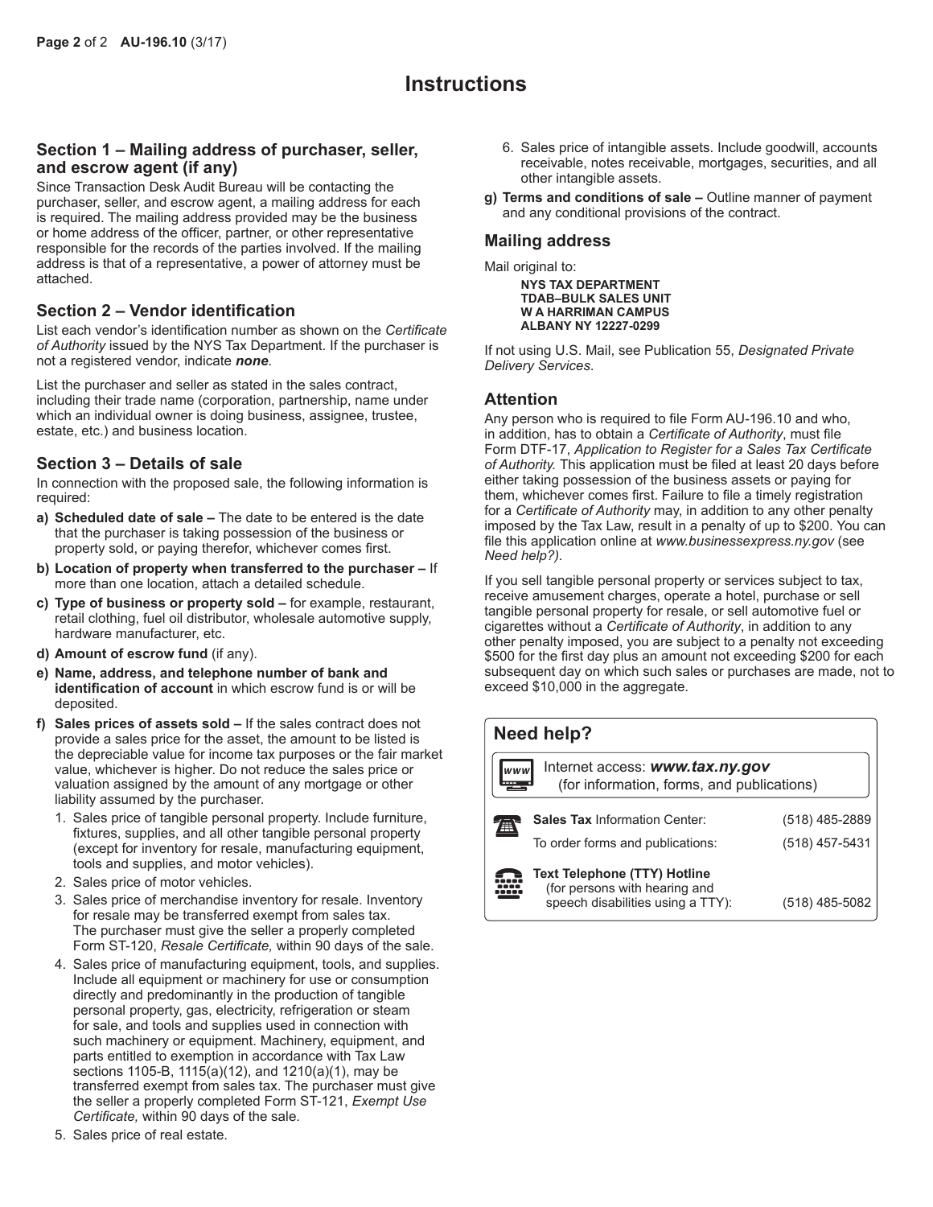# Instructions

## Section 1 – Mailing address of purchaser, seller, and escrow agent (if any)

Since Transaction Desk Audit Bureau will be contacting the purchaser, seller, and escrow agent, a mailing address for each is required. The mailing address provided may be the business or home address of the officer, partner, or other representative responsible for the records of the parties involved. If the mailing address is that of a representative, a power of attorney must be attached.

## Section 2 – Vendor identification

List each vendor's identification number as shown on the *Certificate of Authority* issued by the NYS Tax Department. If the purchaser is not a registered vendor, indicate ***none***.

List the purchaser and seller as stated in the sales contract, including their trade name (corporation, partnership, name under which an individual owner is doing business, assignee, trustee, estate, etc.) and business location.

## Section 3 – Details of sale

In connection with the proposed sale, the following information is required:

a) **Scheduled date of sale –** The date to be entered is the date that the purchaser is taking possession of the business or property sold, or paying therefor, whichever comes first.

b) **Location of property when transferred to the purchaser –** If more than one location, attach a detailed schedule.

c) **Type of business or property sold –** for example, restaurant, retail clothing, fuel oil distributor, wholesale automotive supply, hardware manufacturer, etc.

d) **Amount of escrow fund** (if any).

e) **Name, address, and telephone number of bank and identification of account** in which escrow fund is or will be deposited.

f) **Sales prices of assets sold –** If the sales contract does not provide a sales price for the asset, the amount to be listed is the depreciable value for income tax purposes or the fair market value, whichever is higher. Do not reduce the sales price or valuation assigned by the amount of any mortgage or other liability assumed by the purchaser.

1. Sales price of tangible personal property. Include furniture, fixtures, supplies, and all other tangible personal property (except for inventory for resale, manufacturing equipment, tools and supplies, and motor vehicles).
2. Sales price of motor vehicles.
3. Sales price of merchandise inventory for resale. Inventory for resale may be transferred exempt from sales tax. The purchaser must give the seller a properly completed Form ST-120, *Resale Certificate,* within 90 days of the sale.
4. Sales price of manufacturing equipment, tools, and supplies. Include all equipment or machinery for use or consumption directly and predominantly in the production of tangible personal property, gas, electricity, refrigeration or steam for sale, and tools and supplies used in connection with such machinery or equipment. Machinery, equipment, and parts entitled to exemption in accordance with Tax Law sections 1105-B, 1115(a)(12), and 1210(a)(1), may be transferred exempt from sales tax. The purchaser must give the seller a properly completed Form ST-121, *Exempt Use Certificate,* within 90 days of the sale.
5. Sales price of real estate.
6. Sales price of intangible assets. Include goodwill, accounts receivable, notes receivable, mortgages, securities, and all other intangible assets.

g) **Terms and conditions of sale –** Outline manner of payment and any conditional provisions of the contract.

## Mailing address

Mail original to:

**NYS TAX DEPARTMENT**
**TDAB–BULK SALES UNIT**
**W A HARRIMAN CAMPUS**
**ALBANY NY 12227-0299**

If not using U.S. Mail, see Publication 55, *Designated Private Delivery Services*.

## Attention

Any person who is required to file Form AU-196.10 and who, in addition, has to obtain a *Certificate of Authority*, must file Form DTF-17, *Application to Register for a Sales Tax Certificate of Authority.* This application must be filed at least 20 days before either taking possession of the business assets or paying for them, whichever comes first. Failure to file a timely registration for a *Certificate of Authority* may, in addition to any other penalty imposed by the Tax Law, result in a penalty of up to $200. You can file this application online at *www.businessexpress.ny.gov* (see *Need help?).*

If you sell tangible personal property or services subject to tax, receive amusement charges, operate a hotel, purchase or sell tangible personal property for resale, or sell automotive fuel or cigarettes without a *Certificate of Authority*, in addition to any other penalty imposed, you are subject to a penalty not exceeding $500 for the first day plus an amount not exceeding $200 for each subsequent day on which such sales or purchases are made, not to exceed $10,000 in the aggregate.

## Need help?

Internet access: ***www.tax.ny.gov***
(for information, forms, and publications)

| | |
|---|---|
| **Sales Tax** Information Center: | (518) 485-2889 |
| To order forms and publications: | (518) 457-5431 |
| **Text Telephone (TTY) Hotline** (for persons with hearing and speech disabilities using a TTY): | (518) 485-5082 |